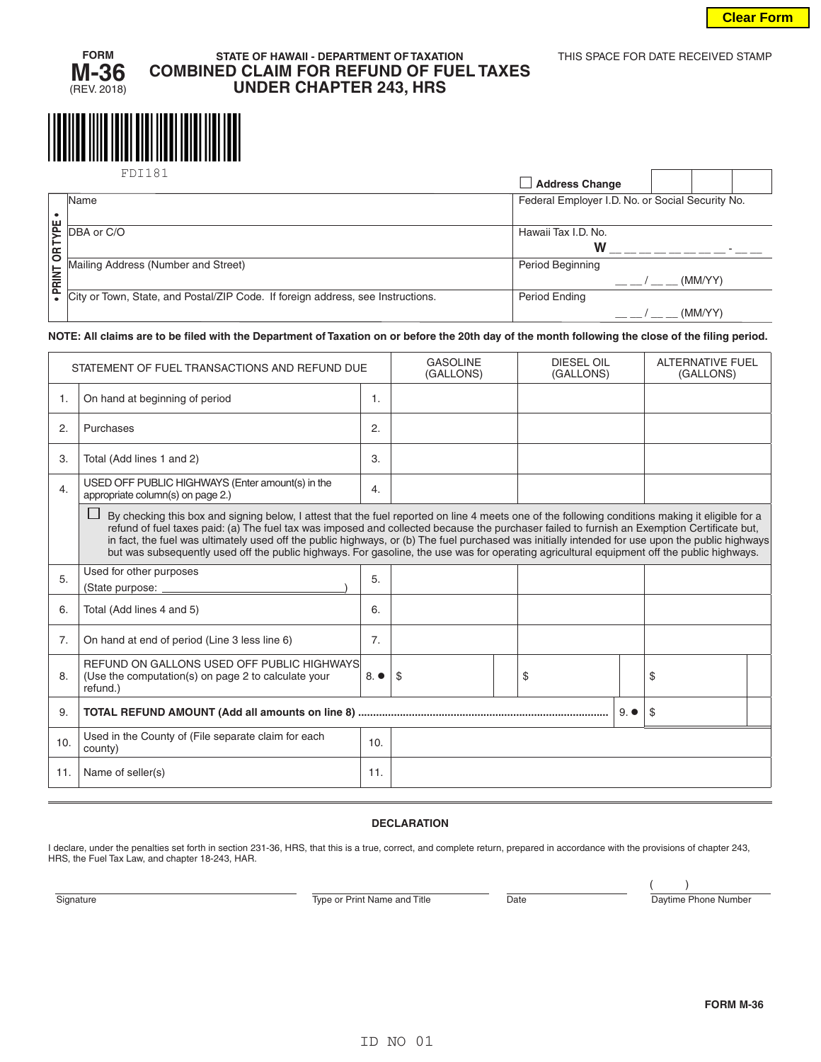Clear Form

FORM
**M-36**
(REV. 2018)

STATE OF HAWAII - DEPARTMENT OF TAXATION

# COMBINED CLAIM FOR REFUND OF FUEL TAXES UNDER CHAPTER 243, HRS

THIS SPACE FOR DATE RECEIVED STAMP

FDI181

☐ **Address Change**

• PRINT OR TYPE •

| | |
|---|---|
| Name | Federal Employer I.D. No. or Social Security No. |
| DBA or C/O | Hawaii Tax I.D. No. **W** __ __ __ __ __ __ __ __ - __ __ |
| Mailing Address (Number and Street) | Period Beginning __ __ / __ __ (MM/YY) |
| City or Town, State, and Postal/ZIP Code. If foreign address, see Instructions. | Period Ending __ __ / __ __ (MM/YY) |

**NOTE: All claims are to be filed with the Department of Taxation on or before the 20th day of the month following the close of the filing period.**

| | STATEMENT OF FUEL TRANSACTIONS AND REFUND DUE | | GASOLINE (GALLONS) | DIESEL OIL (GALLONS) | ALTERNATIVE FUEL (GALLONS) |
|---|---|---|---|---|---|
| 1. | On hand at beginning of period | 1. | | | |
| 2. | Purchases | 2. | | | |
| 3. | Total (Add lines 1 and 2) | 3. | | | |
| 4. | USED OFF PUBLIC HIGHWAYS (Enter amount(s) in the appropriate column(s) on page 2.) | 4. | | | |
| | ☐ By checking this box and signing below, I attest that the fuel reported on line 4 meets one of the following conditions making it eligible for a refund of fuel taxes paid: (a) The fuel tax was imposed and collected because the purchaser failed to furnish an Exemption Certificate but, in fact, the fuel was ultimately used off the public highways, or (b) The fuel purchased was initially intended for use upon the public highways but was subsequently used off the public highways. For gasoline, the use was for operating agricultural equipment off the public highways. | | | | |
| 5. | Used for other purposes (State purpose: ______________________________) | 5. | | | |
| 6. | Total (Add lines 4 and 5) | 6. | | | |
| 7. | On hand at end of period (Line 3 less line 6) | 7. | | | |
| 8. | REFUND ON GALLONS USED OFF PUBLIC HIGHWAYS (Use the computation(s) on page 2 to calculate your refund.) | 8. ● | $ | $ | $ |
| 9. | **TOTAL REFUND AMOUNT (Add all amounts on line 8)** .......... 9. ● | | | | $ |
| 10. | Used in the County of (File separate claim for each county) | 10. | | | |
| 11. | Name of seller(s) | 11. | | | |

### DECLARATION

I declare, under the penalties set forth in section 231-36, HRS, that this is a true, correct, and complete return, prepared in accordance with the provisions of chapter 243, HRS, the Fuel Tax Law, and chapter 18-243, HAR.

| Signature | Type or Print Name and Title | Date | ( ) Daytime Phone Number |
|---|---|---|---|

FORM M-36

ID NO 01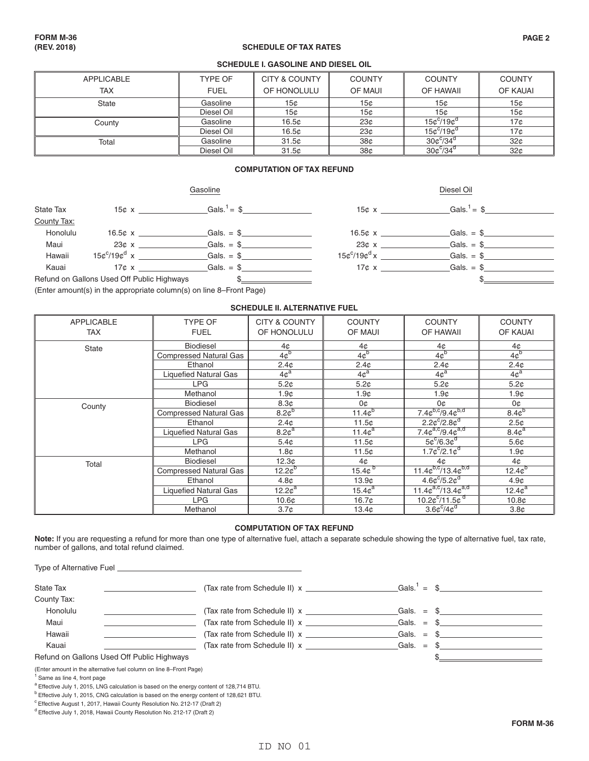**FORM M-36**
**(REV. 2018)**

## SCHEDULE OF TAX RATES

### SCHEDULE I. GASOLINE AND DIESEL OIL

| APPLICABLE TAX | TYPE OF FUEL | CITY & COUNTY OF HONOLULU | COUNTY OF MAUI | COUNTY OF HAWAII | COUNTY OF KAUAI |
|---|---|---|---|---|---|
| State | Gasoline | 15¢ | 15¢ | 15¢ | 15¢ |
| | Diesel Oil | 15¢ | 15¢ | 15¢ | 15¢ |
| County | Gasoline | 16.5¢ | 23¢ | 15¢[c]/19¢[d] | 17¢ |
| | Diesel Oil | 16.5¢ | 23¢ | 15¢[c]/19¢[d] | 17¢ |
| Total | Gasoline | 31.5¢ | 38¢ | 30¢[c]/34[d] | 32¢ |
| | Diesel Oil | 31.5¢ | 38¢ | 30¢[c]/34[d] | 32¢ |

### COMPUTATION OF TAX REFUND

| | Gasoline | Diesel Oil |
|---|---|---|
| State Tax | 15¢ x ________ Gals.[1] = $________ | 15¢ x ________ Gals.[1] = $________ |
| County Tax: | | |
| Honolulu | 16.5¢ x ________ Gals. = $________ | 16.5¢ x ________ Gals. = $________ |
| Maui | 23¢ x ________ Gals. = $________ | 23¢ x ________ Gals. = $________ |
| Hawaii | 15¢[c]/19¢[d] x ________ Gals. = $________ | 15¢[c]/19¢[d] x ________ Gals. = $________ |
| Kauai | 17¢ x ________ Gals. = $________ | 17¢ x ________ Gals. = $________ |
| Refund on Gallons Used Off Public Highways | $________ | $________ |

(Enter amount(s) in the appropriate column(s) on line 8–Front Page)

### SCHEDULE II. ALTERNATIVE FUEL

| APPLICABLE TAX | TYPE OF FUEL | CITY & COUNTY OF HONOLULU | COUNTY OF MAUI | COUNTY OF HAWAII | COUNTY OF KAUAI |
|---|---|---|---|---|---|
| State | Biodiesel | 4¢ | 4¢ | 4¢ | 4¢ |
| | Compressed Natural Gas | 4¢[b] | 4¢[b] | 4¢[b] | 4¢[b] |
| | Ethanol | 2.4¢ | 2.4¢ | 2.4¢ | 2.4¢ |
| | Liquefied Natural Gas | 4¢[a] | 4¢[a] | 4¢[a] | 4¢[a] |
| | LPG | 5.2¢ | 5.2¢ | 5.2¢ | 5.2¢ |
| | Methanol | 1.9¢ | 1.9¢ | 1.9¢ | 1.9¢ |
| County | Biodiesel | 8.3¢ | 0¢ | 0¢ | 0¢ |
| | Compressed Natural Gas | 8.2¢[b] | 11.4¢[b] | 7.4¢[b,c]/9.4¢[b,d] | 8.4¢[b] |
| | Ethanol | 2.4¢ | 11.5¢ | 2.2¢[c]/2.8¢[d] | 2.5¢ |
| | Liquefied Natural Gas | 8.2¢[a] | 11.4¢[a] | 7.4¢[a,c]/9.4¢[a,d] | 8.4¢[a] |
| | LPG | 5.4¢ | 11.5¢ | 5¢[c]/6.3¢[d] | 5.6¢ |
| | Methanol | 1.8¢ | 11.5¢ | 1.7¢[c]/2.1¢[d] | 1.9¢ |
| Total | Biodiesel | 12.3¢ | 4¢ | 4¢ | 4¢ |
| | Compressed Natural Gas | 12.2¢[b] | 15.4¢[b] | 11.4¢[b,c]/13.4¢[b,d] | 12.4¢[b] |
| | Ethanol | 4.8¢ | 13.9¢ | 4.6¢[c]/5.2¢[d] | 4.9¢ |
| | Liquefied Natural Gas | 12.2¢[a] | 15.4¢[a] | 11.4¢[a,c]/13.4¢[a,d] | 12.4¢[a] |
| | LPG | 10.6¢ | 16.7¢ | 10.2¢[c]/11.5¢[d] | 10.8¢ |
| | Methanol | 3.7¢ | 13.4¢ | 3.6¢[c]/4¢[d] | 3.8¢ |

### COMPUTATION OF TAX REFUND

**Note:** If you are requesting a refund for more than one type of alternative fuel, attach a separate schedule showing the type of alternative fuel, tax rate, number of gallons, and total refund claimed.

Type of Alternative Fuel ________________________________

| | | | |
|---|---|---|---|
| State Tax | ________ | (Tax rate from Schedule II) x ________ Gals.[1] | = $________ |
| County Tax: | | | |
| Honolulu | ________ | (Tax rate from Schedule II) x ________ Gals. | = $________ |
| Maui | ________ | (Tax rate from Schedule II) x ________ Gals. | = $________ |
| Hawaii | ________ | (Tax rate from Schedule II) x ________ Gals. | = $________ |
| Kauai | ________ | (Tax rate from Schedule II) x ________ Gals. | = $________ |
| Refund on Gallons Used Off Public Highways | | | $________ |

(Enter amount in the alternative fuel column on line 8–Front Page)

[1] Same as line 4, front page

[a] Effective July 1, 2015, LNG calculation is based on the energy content of 128,714 BTU.

[b] Effective July 1, 2015, CNG calculation is based on the energy content of 128,621 BTU.

[c] Effective August 1, 2017, Hawaii County Resolution No. 212-17 (Draft 2)

[d] Effective July 1, 2018, Hawaii County Resolution No. 212-17 (Draft 2)

ID NO 01